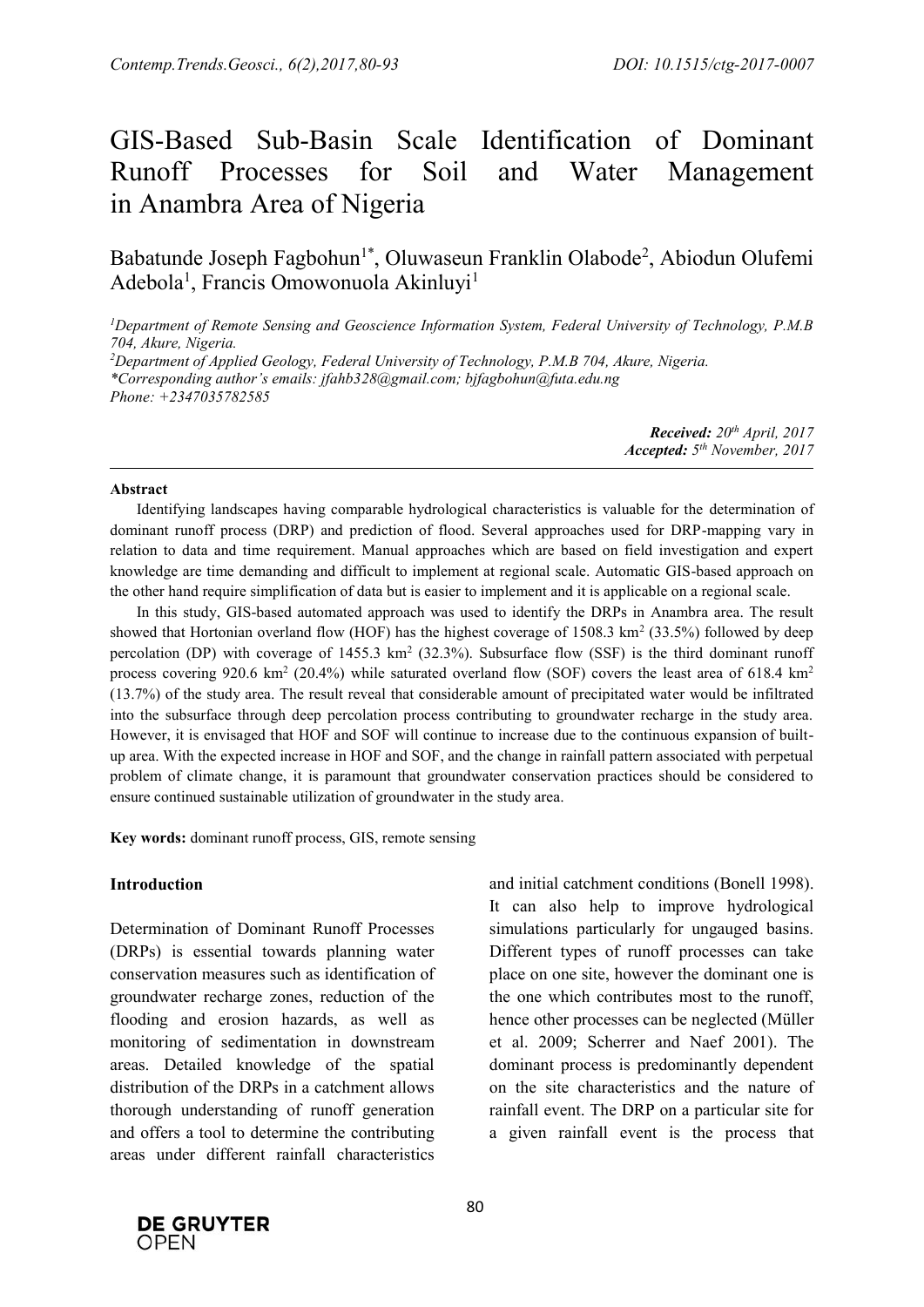# GIS-Based Sub-Basin Scale Identification of Dominant Runoff Processes for Soil and Water Management in Anambra Area of Nigeria

Babatunde Joseph Fagbohun[1*], Oluwaseun Franklin Olabode[2], Abiodun Olufemi Adebola[1], Francis Omowonuola Akinluyi[1]

[1]*Department of Remote Sensing and Geoscience Information System, Federal University of Technology, P.M.B 704, Akure, Nigeria.*
[2]*Department of Applied Geology, Federal University of Technology, P.M.B 704, Akure, Nigeria.*
*\*Corresponding author's emails: jfahb328@gmail.com; bjfagbohun@futa.edu.ng*
*Phone: +2347035782585*

***Received:** 20th April, 2017*
***Accepted:** 5th November, 2017*

---

**Abstract**

Identifying landscapes having comparable hydrological characteristics is valuable for the determination of dominant runoff process (DRP) and prediction of flood. Several approaches used for DRP-mapping vary in relation to data and time requirement. Manual approaches which are based on field investigation and expert knowledge are time demanding and difficult to implement at regional scale. Automatic GIS-based approach on the other hand require simplification of data but is easier to implement and it is applicable on a regional scale.

In this study, GIS-based automated approach was used to identify the DRPs in Anambra area. The result showed that Hortonian overland flow (HOF) has the highest coverage of 1508.3 km$^2$ (33.5%) followed by deep percolation (DP) with coverage of 1455.3 km$^2$ (32.3%). Subsurface flow (SSF) is the third dominant runoff process covering 920.6 km$^2$ (20.4%) while saturated overland flow (SOF) covers the least area of 618.4 km$^2$ (13.7%) of the study area. The result reveal that considerable amount of precipitated water would be infiltrated into the subsurface through deep percolation process contributing to groundwater recharge in the study area. However, it is envisaged that HOF and SOF will continue to increase due to the continuous expansion of built-up area. With the expected increase in HOF and SOF, and the change in rainfall pattern associated with perpetual problem of climate change, it is paramount that groundwater conservation practices should be considered to ensure continued sustainable utilization of groundwater in the study area.

**Key words:** dominant runoff process, GIS, remote sensing

## Introduction

Determination of Dominant Runoff Processes (DRPs) is essential towards planning water conservation measures such as identification of groundwater recharge zones, reduction of the flooding and erosion hazards, as well as monitoring of sedimentation in downstream areas. Detailed knowledge of the spatial distribution of the DRPs in a catchment allows thorough understanding of runoff generation and offers a tool to determine the contributing areas under different rainfall characteristics and initial catchment conditions (Bonell 1998). It can also help to improve hydrological simulations particularly for ungauged basins. Different types of runoff processes can take place on one site, however the dominant one is the one which contributes most to the runoff, hence other processes can be neglected (Müller et al. 2009; Scherrer and Naef 2001). The dominant process is predominantly dependent on the site characteristics and the nature of rainfall event. The DRP on a particular site for a given rainfall event is the process that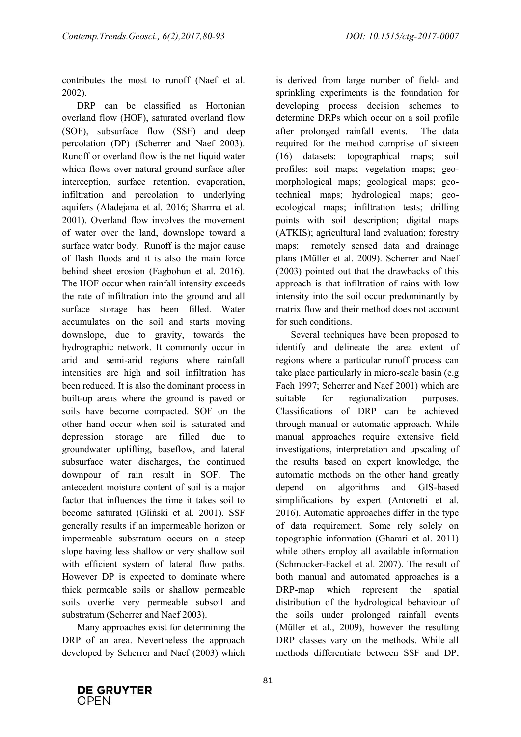contributes the most to runoff (Naef et al. 2002).

DRP can be classified as Hortonian overland flow (HOF), saturated overland flow (SOF), subsurface flow (SSF) and deep percolation (DP) (Scherrer and Naef 2003). Runoff or overland flow is the net liquid water which flows over natural ground surface after interception, surface retention, evaporation, infiltration and percolation to underlying aquifers (Aladejana et al. 2016; Sharma et al. 2001). Overland flow involves the movement of water over the land, downslope toward a surface water body. Runoff is the major cause of flash floods and it is also the main force behind sheet erosion (Fagbohun et al. 2016). The HOF occur when rainfall intensity exceeds the rate of infiltration into the ground and all surface storage has been filled. Water accumulates on the soil and starts moving downslope, due to gravity, towards the hydrographic network. It commonly occur in arid and semi-arid regions where rainfall intensities are high and soil infiltration has been reduced. It is also the dominant process in built-up areas where the ground is paved or soils have become compacted. SOF on the other hand occur when soil is saturated and depression storage are filled due to groundwater uplifting, baseflow, and lateral subsurface water discharges, the continued downpour of rain result in SOF. The antecedent moisture content of soil is a major factor that influences the time it takes soil to become saturated (Gliński et al. 2001). SSF generally results if an impermeable horizon or impermeable substratum occurs on a steep slope having less shallow or very shallow soil with efficient system of lateral flow paths. However DP is expected to dominate where thick permeable soils or shallow permeable soils overlie very permeable subsoil and substratum (Scherrer and Naef 2003).

Many approaches exist for determining the DRP of an area. Nevertheless the approach developed by Scherrer and Naef (2003) which is derived from large number of field- and sprinkling experiments is the foundation for developing process decision schemes to determine DRPs which occur on a soil profile after prolonged rainfall events. The data required for the method comprise of sixteen (16) datasets: topographical maps; soil profiles; soil maps; vegetation maps; geo-morphological maps; geological maps; geo-technical maps; hydrological maps; geo-ecological maps; infiltration tests; drilling points with soil description; digital maps (ATKIS); agricultural land evaluation; forestry maps; remotely sensed data and drainage plans (Müller et al. 2009). Scherrer and Naef (2003) pointed out that the drawbacks of this approach is that infiltration of rains with low intensity into the soil occur predominantly by matrix flow and their method does not account for such conditions.

Several techniques have been proposed to identify and delineate the area extent of regions where a particular runoff process can take place particularly in micro-scale basin (e.g Faeh 1997; Scherrer and Naef 2001) which are suitable for regionalization purposes. Classifications of DRP can be achieved through manual or automatic approach. While manual approaches require extensive field investigations, interpretation and upscaling of the results based on expert knowledge, the automatic methods on the other hand greatly depend on algorithms and GIS-based simplifications by expert (Antonetti et al. 2016). Automatic approaches differ in the type of data requirement. Some rely solely on topographic information (Gharari et al. 2011) while others employ all available information (Schmocker-Fackel et al. 2007). The result of both manual and automated approaches is a DRP-map which represent the spatial distribution of the hydrological behaviour of the soils under prolonged rainfall events (Müller et al., 2009), however the resulting DRP classes vary on the methods. While all methods differentiate between SSF and DP,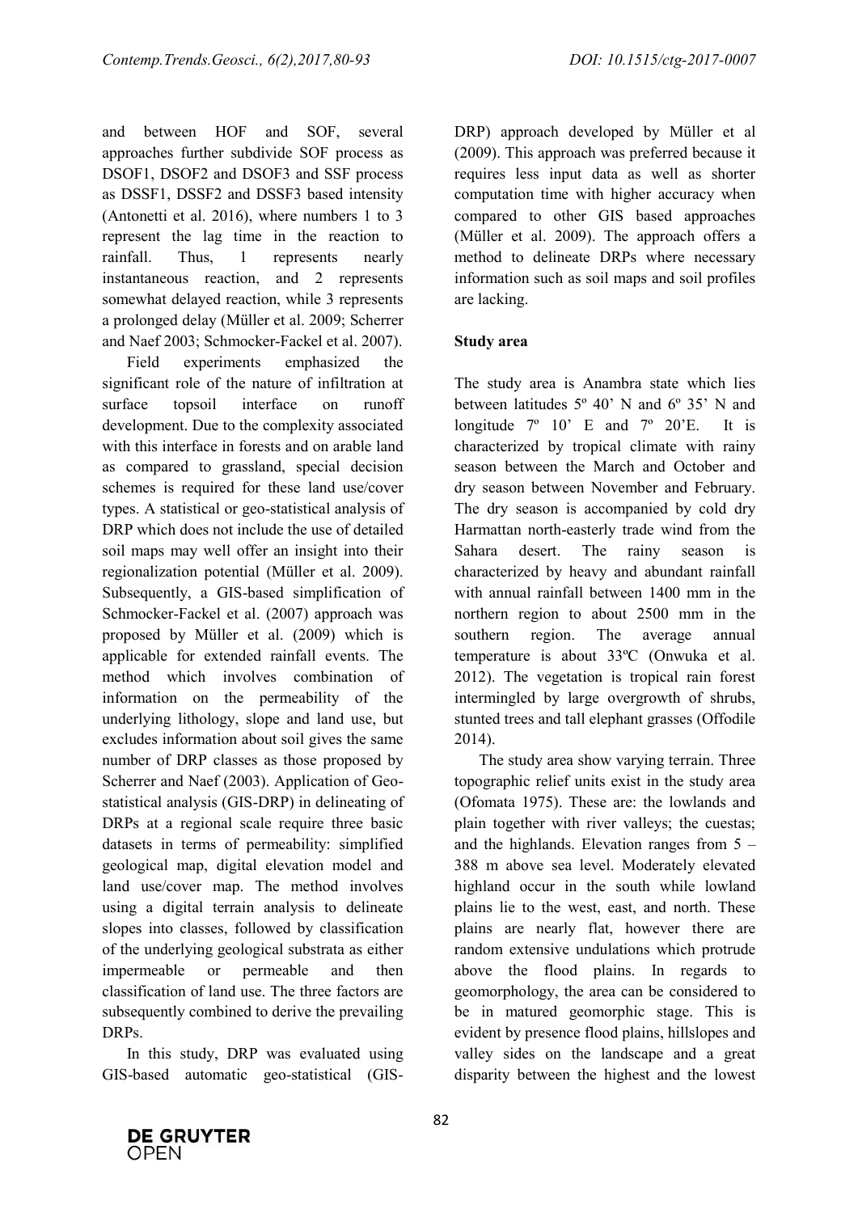and between HOF and SOF, several approaches further subdivide SOF process as DSOF1, DSOF2 and DSOF3 and SSF process as DSSF1, DSSF2 and DSSF3 based intensity (Antonetti et al. 2016), where numbers 1 to 3 represent the lag time in the reaction to rainfall. Thus, 1 represents nearly instantaneous reaction, and 2 represents somewhat delayed reaction, while 3 represents a prolonged delay (Müller et al. 2009; Scherrer and Naef 2003; Schmocker-Fackel et al. 2007).

Field experiments emphasized the significant role of the nature of infiltration at surface topsoil interface on runoff development. Due to the complexity associated with this interface in forests and on arable land as compared to grassland, special decision schemes is required for these land use/cover types. A statistical or geo-statistical analysis of DRP which does not include the use of detailed soil maps may well offer an insight into their regionalization potential (Müller et al. 2009). Subsequently, a GIS-based simplification of Schmocker-Fackel et al. (2007) approach was proposed by Müller et al. (2009) which is applicable for extended rainfall events. The method which involves combination of information on the permeability of the underlying lithology, slope and land use, but excludes information about soil gives the same number of DRP classes as those proposed by Scherrer and Naef (2003). Application of Geo-statistical analysis (GIS-DRP) in delineating of DRPs at a regional scale require three basic datasets in terms of permeability: simplified geological map, digital elevation model and land use/cover map. The method involves using a digital terrain analysis to delineate slopes into classes, followed by classification of the underlying geological substrata as either impermeable or permeable and then classification of land use. The three factors are subsequently combined to derive the prevailing DRPs.

In this study, DRP was evaluated using GIS-based automatic geo-statistical (GIS-DRP) approach developed by Müller et al (2009). This approach was preferred because it requires less input data as well as shorter computation time with higher accuracy when compared to other GIS based approaches (Müller et al. 2009). The approach offers a method to delineate DRPs where necessary information such as soil maps and soil profiles are lacking.

## Study area

The study area is Anambra state which lies between latitudes 5º 40' N and 6º 35' N and longitude 7º 10' E and 7º 20'E. It is characterized by tropical climate with rainy season between the March and October and dry season between November and February. The dry season is accompanied by cold dry Harmattan north-easterly trade wind from the Sahara desert. The rainy season is characterized by heavy and abundant rainfall with annual rainfall between 1400 mm in the northern region to about 2500 mm in the southern region. The average annual temperature is about 33ºC (Onwuka et al. 2012). The vegetation is tropical rain forest intermingled by large overgrowth of shrubs, stunted trees and tall elephant grasses (Offodile 2014).

The study area show varying terrain. Three topographic relief units exist in the study area (Ofomata 1975). These are: the lowlands and plain together with river valleys; the cuestas; and the highlands. Elevation ranges from 5 – 388 m above sea level. Moderately elevated highland occur in the south while lowland plains lie to the west, east, and north. These plains are nearly flat, however there are random extensive undulations which protrude above the flood plains. In regards to geomorphology, the area can be considered to be in matured geomorphic stage. This is evident by presence flood plains, hillslopes and valley sides on the landscape and a great disparity between the highest and the lowest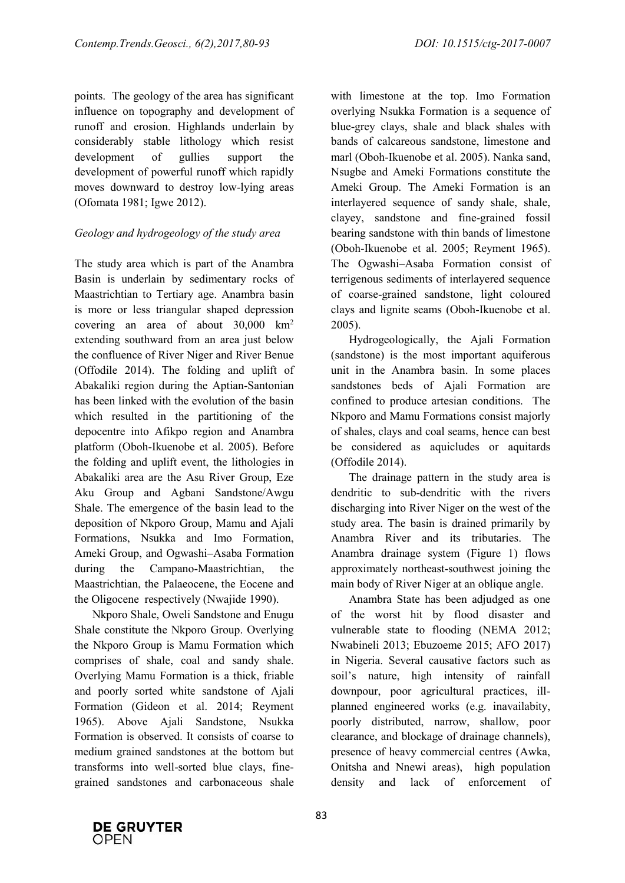points. The geology of the area has significant influence on topography and development of runoff and erosion. Highlands underlain by considerably stable lithology which resist development of gullies support the development of powerful runoff which rapidly moves downward to destroy low-lying areas (Ofomata 1981; Igwe 2012).

### *Geology and hydrogeology of the study area*

The study area which is part of the Anambra Basin is underlain by sedimentary rocks of Maastrichtian to Tertiary age. Anambra basin is more or less triangular shaped depression covering an area of about 30,000 km$^2$ extending southward from an area just below the confluence of River Niger and River Benue (Offodile 2014). The folding and uplift of Abakaliki region during the Aptian-Santonian has been linked with the evolution of the basin which resulted in the partitioning of the depocentre into Afikpo region and Anambra platform (Oboh-Ikuenobe et al. 2005). Before the folding and uplift event, the lithologies in Abakaliki area are the Asu River Group, Eze Aku Group and Agbani Sandstone/Awgu Shale. The emergence of the basin lead to the deposition of Nkporo Group, Mamu and Ajali Formations, Nsukka and Imo Formation, Ameki Group, and Ogwashi–Asaba Formation during the Campano-Maastrichtian, the Maastrichtian, the Palaeocene, the Eocene and the Oligocene respectively (Nwajide 1990).

Nkporo Shale, Oweli Sandstone and Enugu Shale constitute the Nkporo Group. Overlying the Nkporo Group is Mamu Formation which comprises of shale, coal and sandy shale. Overlying Mamu Formation is a thick, friable and poorly sorted white sandstone of Ajali Formation (Gideon et al. 2014; Reyment 1965). Above Ajali Sandstone, Nsukka Formation is observed. It consists of coarse to medium grained sandstones at the bottom but transforms into well-sorted blue clays, fine-grained sandstones and carbonaceous shale with limestone at the top. Imo Formation overlying Nsukka Formation is a sequence of blue-grey clays, shale and black shales with bands of calcareous sandstone, limestone and marl (Oboh-Ikuenobe et al. 2005). Nanka sand, Nsugbe and Ameki Formations constitute the Ameki Group. The Ameki Formation is an interlayered sequence of sandy shale, shale, clayey, sandstone and fine-grained fossil bearing sandstone with thin bands of limestone (Oboh-Ikuenobe et al. 2005; Reyment 1965). The Ogwashi–Asaba Formation consist of terrigenous sediments of interlayered sequence of coarse-grained sandstone, light coloured clays and lignite seams (Oboh-Ikuenobe et al. 2005).

Hydrogeologically, the Ajali Formation (sandstone) is the most important aquiferous unit in the Anambra basin. In some places sandstones beds of Ajali Formation are confined to produce artesian conditions. The Nkporo and Mamu Formations consist majorly of shales, clays and coal seams, hence can best be considered as aquicludes or aquitards (Offodile 2014).

The drainage pattern in the study area is dendritic to sub-dendritic with the rivers discharging into River Niger on the west of the study area. The basin is drained primarily by Anambra River and its tributaries. The Anambra drainage system (Figure 1) flows approximately northeast-southwest joining the main body of River Niger at an oblique angle.

Anambra State has been adjudged as one of the worst hit by flood disaster and vulnerable state to flooding (NEMA 2012; Nwabineli 2013; Ebuzoeme 2015; AFO 2017) in Nigeria. Several causative factors such as soil's nature, high intensity of rainfall downpour, poor agricultural practices, ill-planned engineered works (e.g. inavailabity, poorly distributed, narrow, shallow, poor clearance, and blockage of drainage channels), presence of heavy commercial centres (Awka, Onitsha and Nnewi areas), high population density and lack of enforcement of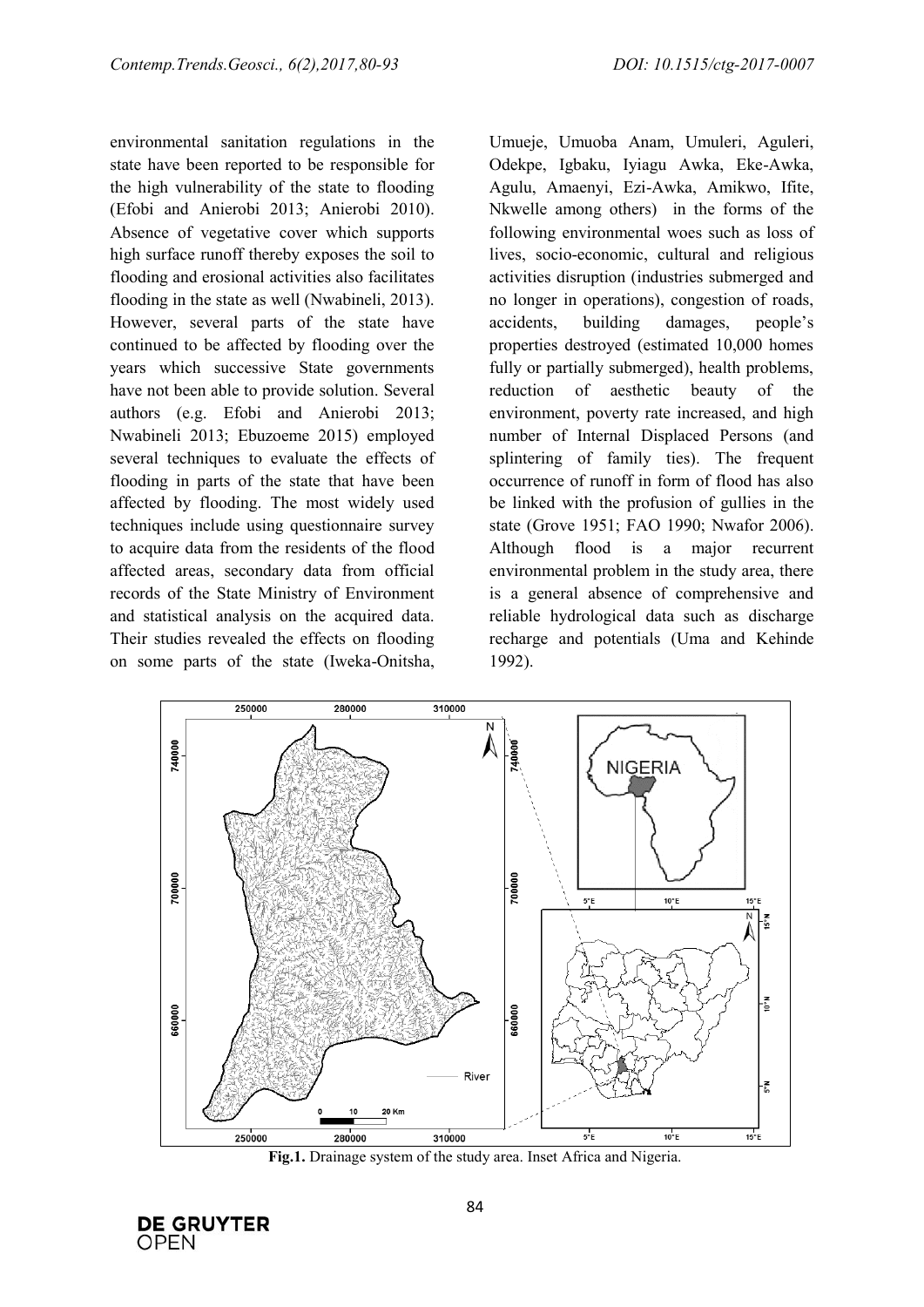environmental sanitation regulations in the state have been reported to be responsible for the high vulnerability of the state to flooding (Efobi and Anierobi 2013; Anierobi 2010). Absence of vegetative cover which supports high surface runoff thereby exposes the soil to flooding and erosional activities also facilitates flooding in the state as well (Nwabineli, 2013). However, several parts of the state have continued to be affected by flooding over the years which successive State governments have not been able to provide solution. Several authors (e.g. Efobi and Anierobi 2013; Nwabineli 2013; Ebuzoeme 2015) employed several techniques to evaluate the effects of flooding in parts of the state that have been affected by flooding. The most widely used techniques include using questionnaire survey to acquire data from the residents of the flood affected areas, secondary data from official records of the State Ministry of Environment and statistical analysis on the acquired data. Their studies revealed the effects on flooding on some parts of the state (Iweka-Onitsha, Umueje, Umuoba Anam, Umuleri, Aguleri, Odekpe, Igbaku, Iyiagu Awka, Eke-Awka, Agulu, Amaenyi, Ezi-Awka, Amikwo, Ifite, Nkwelle among others) in the forms of the following environmental woes such as loss of lives, socio-economic, cultural and religious activities disruption (industries submerged and no longer in operations), congestion of roads, accidents, building damages, people's properties destroyed (estimated 10,000 homes fully or partially submerged), health problems, reduction of aesthetic beauty of the environment, poverty rate increased, and high number of Internal Displaced Persons (and splintering of family ties). The frequent occurrence of runoff in form of flood has also be linked with the profusion of gullies in the state (Grove 1951; FAO 1990; Nwafor 2006). Although flood is a major recurrent environmental problem in the study area, there is a general absence of comprehensive and reliable hydrological data such as discharge recharge and potentials (Uma and Kehinde 1992).

**Fig.1.** Drainage system of the study area. Inset Africa and Nigeria.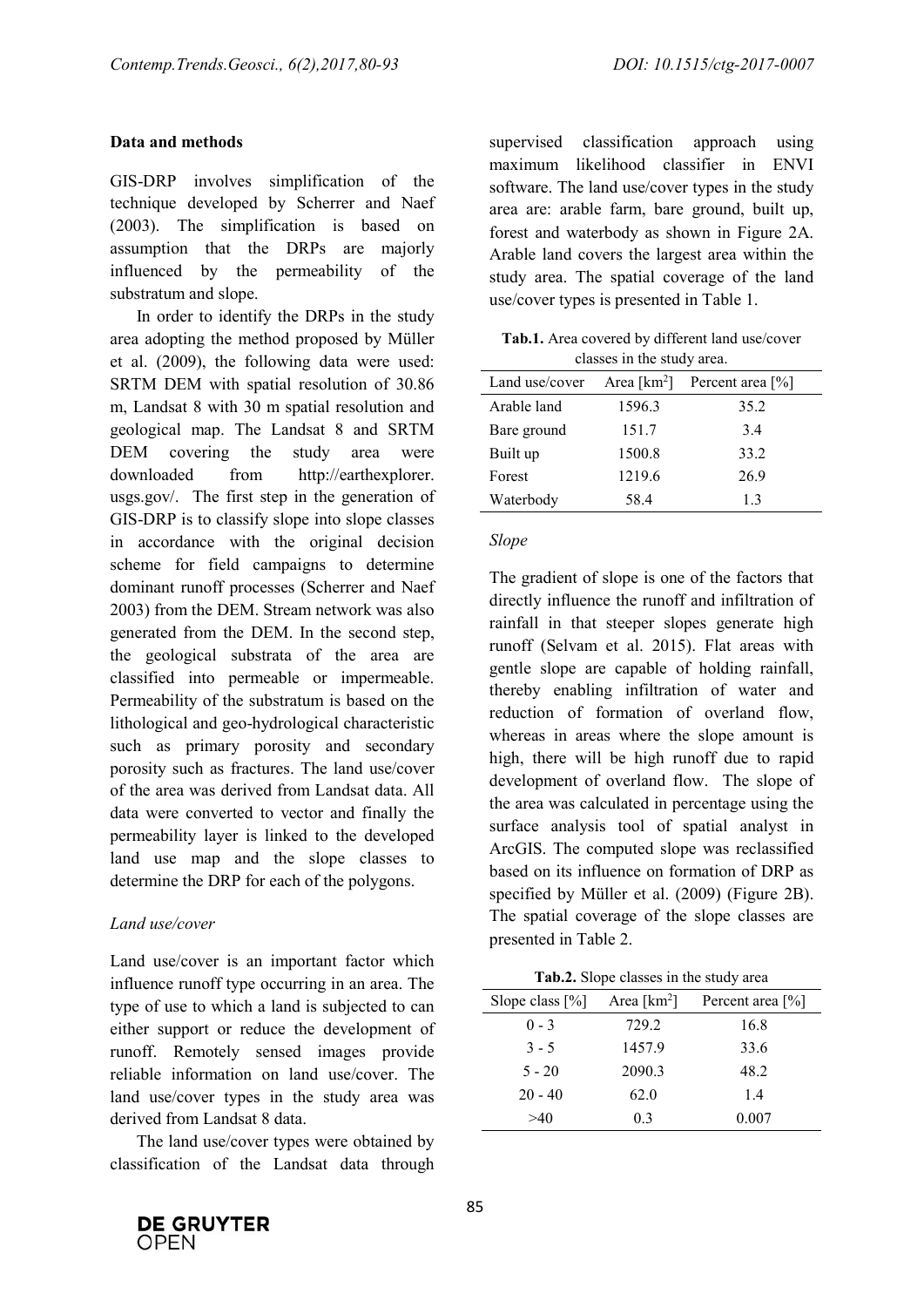## Data and methods

GIS-DRP involves simplification of the technique developed by Scherrer and Naef (2003). The simplification is based on assumption that the DRPs are majorly influenced by the permeability of the substratum and slope.

In order to identify the DRPs in the study area adopting the method proposed by Müller et al. (2009), the following data were used: SRTM DEM with spatial resolution of 30.86 m, Landsat 8 with 30 m spatial resolution and geological map. The Landsat 8 and SRTM DEM covering the study area were downloaded from http://earthexplorer.usgs.gov/. The first step in the generation of GIS-DRP is to classify slope into slope classes in accordance with the original decision scheme for field campaigns to determine dominant runoff processes (Scherrer and Naef 2003) from the DEM. Stream network was also generated from the DEM. In the second step, the geological substrata of the area are classified into permeable or impermeable. Permeability of the substratum is based on the lithological and geo-hydrological characteristic such as primary porosity and secondary porosity such as fractures. The land use/cover of the area was derived from Landsat data. All data were converted to vector and finally the permeability layer is linked to the developed land use map and the slope classes to determine the DRP for each of the polygons.

### *Land use/cover*

Land use/cover is an important factor which influence runoff type occurring in an area. The type of use to which a land is subjected to can either support or reduce the development of runoff. Remotely sensed images provide reliable information on land use/cover. The land use/cover types in the study area was derived from Landsat 8 data.

The land use/cover types were obtained by classification of the Landsat data through supervised classification approach using maximum likelihood classifier in ENVI software. The land use/cover types in the study area are: arable farm, bare ground, built up, forest and waterbody as shown in Figure 2A. Arable land covers the largest area within the study area. The spatial coverage of the land use/cover types is presented in Table 1.

**Tab.1.** Area covered by different land use/cover classes in the study area.

| Land use/cover | Area [km$^2$] | Percent area [%] |
|---|---|---|
| Arable land | 1596.3 | 35.2 |
| Bare ground | 151.7 | 3.4 |
| Built up | 1500.8 | 33.2 |
| Forest | 1219.6 | 26.9 |
| Waterbody | 58.4 | 1.3 |

### *Slope*

The gradient of slope is one of the factors that directly influence the runoff and infiltration of rainfall in that steeper slopes generate high runoff (Selvam et al. 2015). Flat areas with gentle slope are capable of holding rainfall, thereby enabling infiltration of water and reduction of formation of overland flow, whereas in areas where the slope amount is high, there will be high runoff due to rapid development of overland flow. The slope of the area was calculated in percentage using the surface analysis tool of spatial analyst in ArcGIS. The computed slope was reclassified based on its influence on formation of DRP as specified by Müller et al. (2009) (Figure 2B). The spatial coverage of the slope classes are presented in Table 2.

**Tab.2.** Slope classes in the study area

| Slope class [%] | Area [km$^2$] | Percent area [%] |
|---|---|---|
| 0 - 3 | 729.2 | 16.8 |
| 3 - 5 | 1457.9 | 33.6 |
| 5 - 20 | 2090.3 | 48.2 |
| 20 - 40 | 62.0 | 1.4 |
| >40 | 0.3 | 0.007 |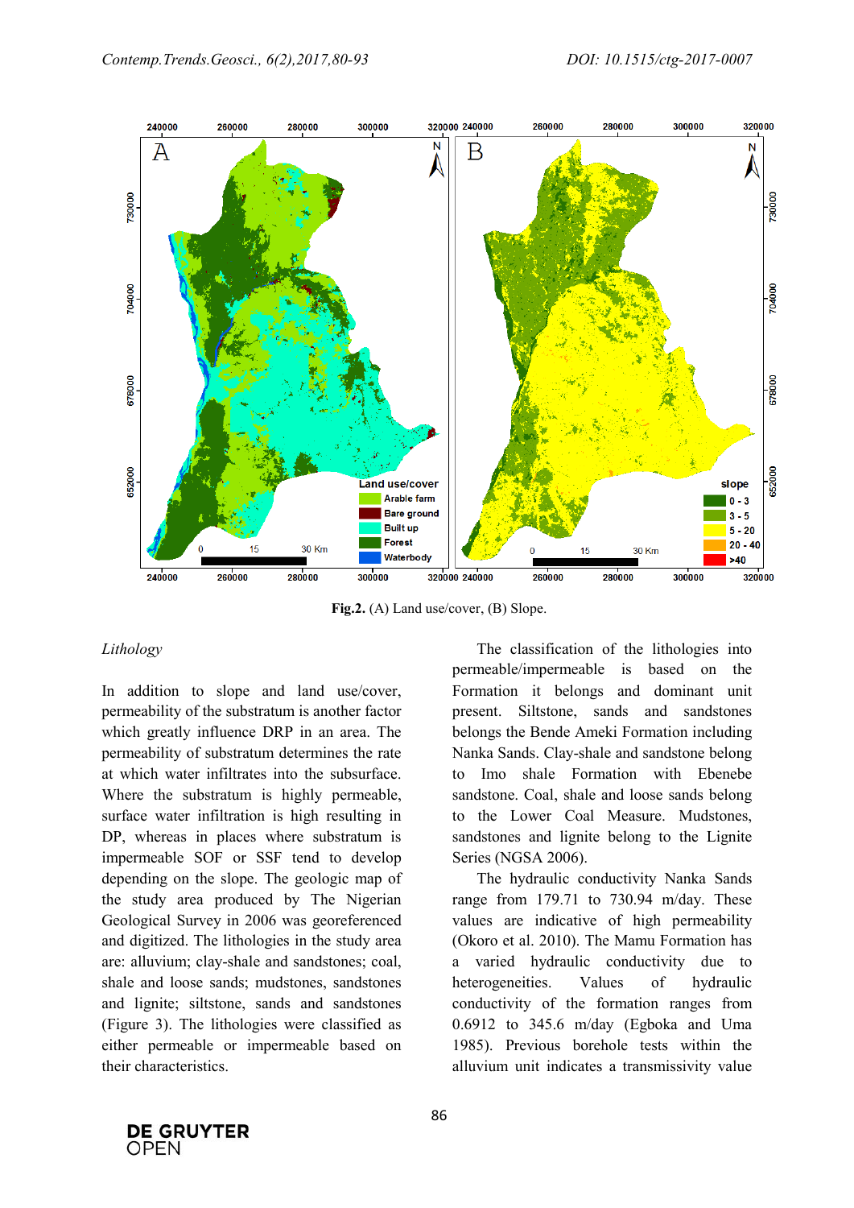Fig.2. (A) Land use/cover, (B) Slope.

*Lithology*

In addition to slope and land use/cover, permeability of the substratum is another factor which greatly influence DRP in an area. The permeability of substratum determines the rate at which water infiltrates into the subsurface. Where the substratum is highly permeable, surface water infiltration is high resulting in DP, whereas in places where substratum is impermeable SOF or SSF tend to develop depending on the slope. The geologic map of the study area produced by The Nigerian Geological Survey in 2006 was georeferenced and digitized. The lithologies in the study area are: alluvium; clay-shale and sandstones; coal, shale and loose sands; mudstones, sandstones and lignite; siltstone, sands and sandstones (Figure 3). The lithologies were classified as either permeable or impermeable based on their characteristics.

The classification of the lithologies into permeable/impermeable is based on the Formation it belongs and dominant unit present. Siltstone, sands and sandstones belongs the Bende Ameki Formation including Nanka Sands. Clay-shale and sandstone belong to Imo shale Formation with Ebenebe sandstone. Coal, shale and loose sands belong to the Lower Coal Measure. Mudstones, sandstones and lignite belong to the Lignite Series (NGSA 2006).

The hydraulic conductivity Nanka Sands range from 179.71 to 730.94 m/day. These values are indicative of high permeability (Okoro et al. 2010). The Mamu Formation has a varied hydraulic conductivity due to heterogeneities. Values of hydraulic conductivity of the formation ranges from 0.6912 to 345.6 m/day (Egboka and Uma 1985). Previous borehole tests within the alluvium unit indicates a transmissivity value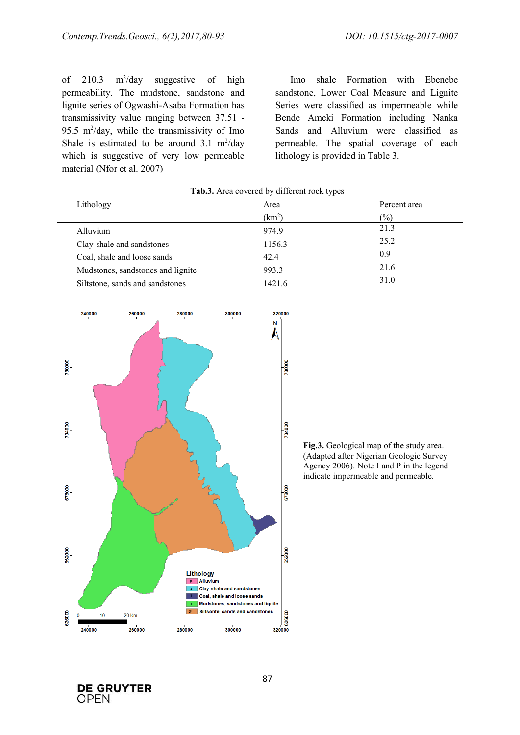of 210.3 $m^2$/day suggestive of high permeability. The mudstone, sandstone and lignite series of Ogwashi-Asaba Formation has transmissivity value ranging between 37.51 - 95.5 $m^2$/day, while the transmissivity of Imo Shale is estimated to be around 3.1 $m^2$/day which is suggestive of very low permeable material (Nfor et al. 2007)

Imo shale Formation with Ebenebe sandstone, Lower Coal Measure and Lignite Series were classified as impermeable while Bende Ameki Formation including Nanka Sands and Alluvium were classified as permeable. The spatial coverage of each lithology is provided in Table 3.

**Tab.3.** Area covered by different rock types

| Lithology | Area ($km^2$) | Percent area (%) |
|---|---|---|
| Alluvium | 974.9 | 21.3 |
| Clay-shale and sandstones | 1156.3 | 25.2 |
| Coal, shale and loose sands | 42.4 | 0.9 |
| Mudstones, sandstones and lignite | 993.3 | 21.6 |
| Siltstone, sands and sandstones | 1421.6 | 31.0 |

**Fig.3.** Geological map of the study area. (Adapted after Nigerian Geologic Survey Agency 2006). Note I and P in the legend indicate impermeable and permeable.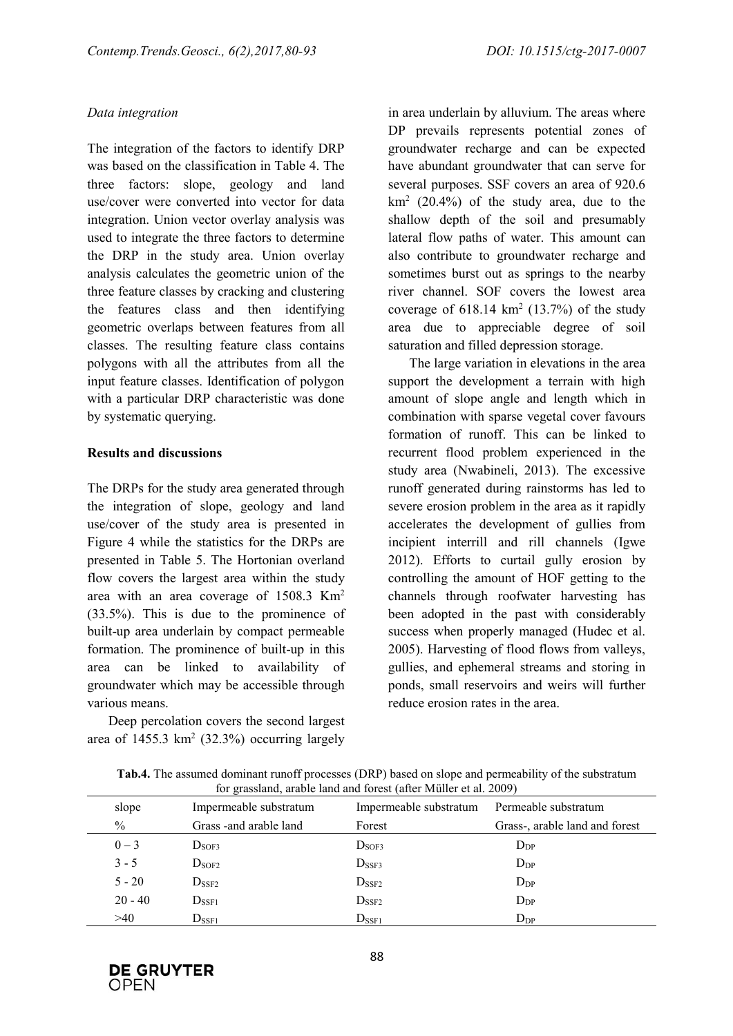*Data integration*

The integration of the factors to identify DRP was based on the classification in Table 4. The three factors: slope, geology and land use/cover were converted into vector for data integration. Union vector overlay analysis was used to integrate the three factors to determine the DRP in the study area. Union overlay analysis calculates the geometric union of the three feature classes by cracking and clustering the features class and then identifying geometric overlaps between features from all classes. The resulting feature class contains polygons with all the attributes from all the input feature classes. Identification of polygon with a particular DRP characteristic was done by systematic querying.

## Results and discussions

The DRPs for the study area generated through the integration of slope, geology and land use/cover of the study area is presented in Figure 4 while the statistics for the DRPs are presented in Table 5. The Hortonian overland flow covers the largest area within the study area with an area coverage of 1508.3 Km$^2$ (33.5%). This is due to the prominence of built-up area underlain by compact permeable formation. The prominence of built-up in this area can be linked to availability of groundwater which may be accessible through various means.

Deep percolation covers the second largest area of 1455.3 km$^2$ (32.3%) occurring largely in area underlain by alluvium. The areas where DP prevails represents potential zones of groundwater recharge and can be expected have abundant groundwater that can serve for several purposes. SSF covers an area of 920.6 km$^2$ (20.4%) of the study area, due to the shallow depth of the soil and presumably lateral flow paths of water. This amount can also contribute to groundwater recharge and sometimes burst out as springs to the nearby river channel. SOF covers the lowest area coverage of 618.14 km$^2$ (13.7%) of the study area due to appreciable degree of soil saturation and filled depression storage.

The large variation in elevations in the area support the development a terrain with high amount of slope angle and length which in combination with sparse vegetal cover favours formation of runoff. This can be linked to recurrent flood problem experienced in the study area (Nwabineli, 2013). The excessive runoff generated during rainstorms has led to severe erosion problem in the area as it rapidly accelerates the development of gullies from incipient interrill and rill channels (Igwe 2012). Efforts to curtail gully erosion by controlling the amount of HOF getting to the channels through roofwater harvesting has been adopted in the past with considerably success when properly managed (Hudec et al. 2005). Harvesting of flood flows from valleys, gullies, and ephemeral streams and storing in ponds, small reservoirs and weirs will further reduce erosion rates in the area.

**Tab.4.** The assumed dominant runoff processes (DRP) based on slope and permeability of the substratum for grassland, arable land and forest (after Müller et al. 2009)

| slope | Impermeable substratum | Impermeable substratum | Permeable substratum |
|---|---|---|---|
| % | Grass -and arable land | Forest | Grass-, arable land and forest |
| 0 – 3 | $D_{SOF3}$ | $D_{SOF3}$ | $D_{DP}$ |
| 3 - 5 | $D_{SOF2}$ | $D_{SSF3}$ | $D_{DP}$ |
| 5 - 20 | $D_{SSF2}$ | $D_{SSF2}$ | $D_{DP}$ |
| 20 - 40 | $D_{SSF1}$ | $D_{SSF2}$ | $D_{DP}$ |
| >40 | $D_{SSF1}$ | $D_{SSF1}$ | $D_{DP}$ |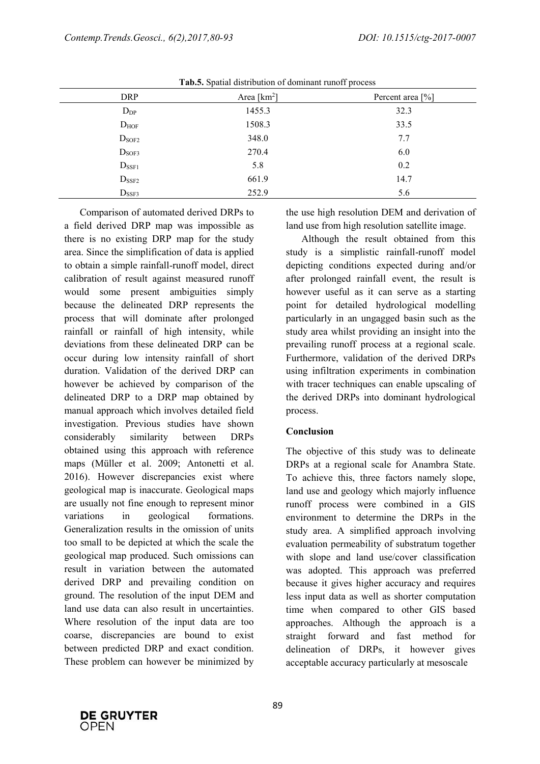**Tab.5.** Spatial distribution of dominant runoff process

| DRP | Area [km$^2$] | Percent area [%] |
|---|---|---|
| $D_{DP}$ | 1455.3 | 32.3 |
| $D_{HOF}$ | 1508.3 | 33.5 |
| $D_{SOF2}$ | 348.0 | 7.7 |
| $D_{SOF3}$ | 270.4 | 6.0 |
| $D_{SSF1}$ | 5.8 | 0.2 |
| $D_{SSF2}$ | 661.9 | 14.7 |
| $D_{SSF3}$ | 252.9 | 5.6 |

Comparison of automated derived DRPs to a field derived DRP map was impossible as there is no existing DRP map for the study area. Since the simplification of data is applied to obtain a simple rainfall-runoff model, direct calibration of result against measured runoff would some present ambiguities simply because the delineated DRP represents the process that will dominate after prolonged rainfall or rainfall of high intensity, while deviations from these delineated DRP can be occur during low intensity rainfall of short duration. Validation of the derived DRP can however be achieved by comparison of the delineated DRP to a DRP map obtained by manual approach which involves detailed field investigation. Previous studies have shown considerably similarity between DRPs obtained using this approach with reference maps (Müller et al. 2009; Antonetti et al. 2016). However discrepancies exist where geological map is inaccurate. Geological maps are usually not fine enough to represent minor variations in geological formations. Generalization results in the omission of units too small to be depicted at which the scale the geological map produced. Such omissions can result in variation between the automated derived DRP and prevailing condition on ground. The resolution of the input DEM and land use data can also result in uncertainties. Where resolution of the input data are too coarse, discrepancies are bound to exist between predicted DRP and exact condition. These problem can however be minimized by the use high resolution DEM and derivation of land use from high resolution satellite image.

Although the result obtained from this study is a simplistic rainfall-runoff model depicting conditions expected during and/or after prolonged rainfall event, the result is however useful as it can serve as a starting point for detailed hydrological modelling particularly in an ungagged basin such as the study area whilst providing an insight into the prevailing runoff process at a regional scale. Furthermore, validation of the derived DRPs using infiltration experiments in combination with tracer techniques can enable upscaling of the derived DRPs into dominant hydrological process.

## Conclusion

The objective of this study was to delineate DRPs at a regional scale for Anambra State. To achieve this, three factors namely slope, land use and geology which majorly influence runoff process were combined in a GIS environment to determine the DRPs in the study area. A simplified approach involving evaluation permeability of substratum together with slope and land use/cover classification was adopted. This approach was preferred because it gives higher accuracy and requires less input data as well as shorter computation time when compared to other GIS based approaches. Although the approach is a straight forward and fast method for delineation of DRPs, it however gives acceptable accuracy particularly at mesoscale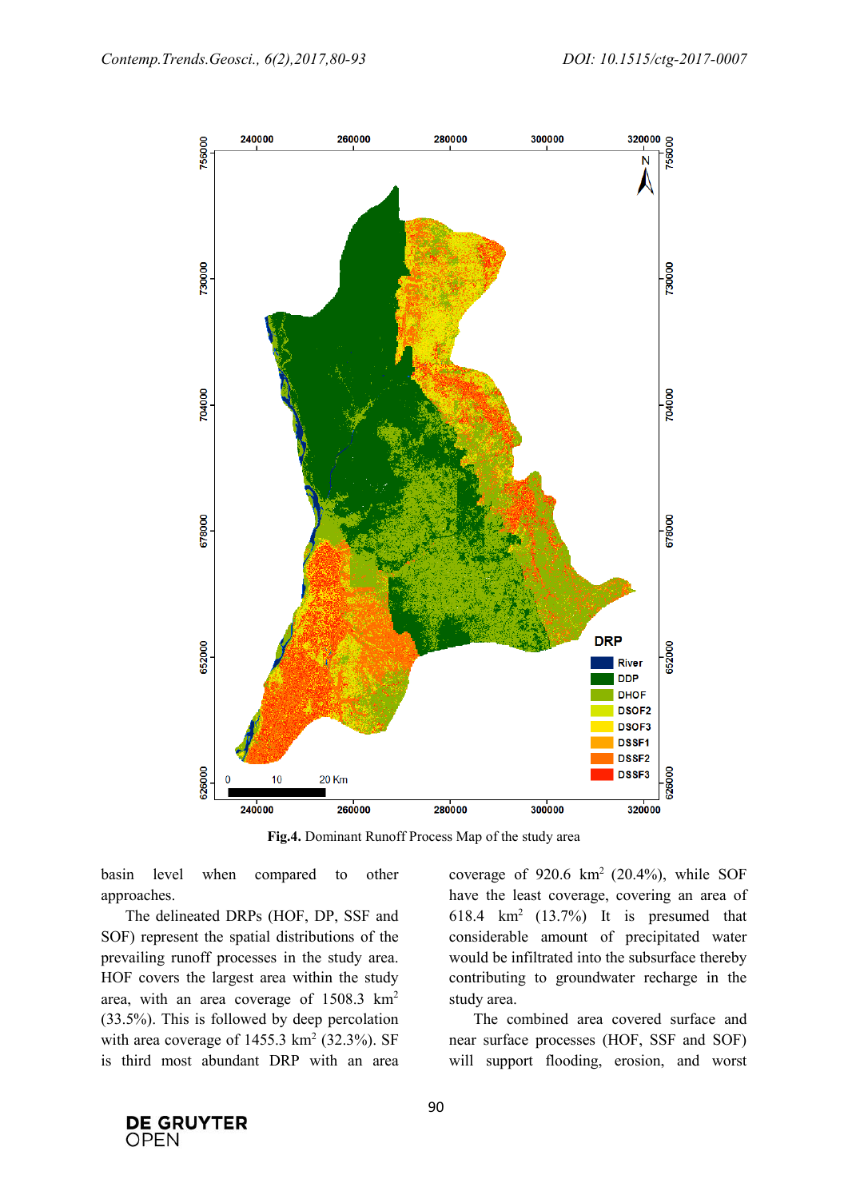**Fig.4.** Dominant Runoff Process Map of the study area

basin level when compared to other approaches.

The delineated DRPs (HOF, DP, SSF and SOF) represent the spatial distributions of the prevailing runoff processes in the study area. HOF covers the largest area within the study area, with an area coverage of 1508.3 km$^2$ (33.5%). This is followed by deep percolation with area coverage of 1455.3 km$^2$ (32.3%). SF is third most abundant DRP with an area coverage of 920.6 km$^2$ (20.4%), while SOF have the least coverage, covering an area of 618.4 km$^2$ (13.7%) It is presumed that considerable amount of precipitated water would be infiltrated into the subsurface thereby contributing to groundwater recharge in the study area.

The combined area covered surface and near surface processes (HOF, SSF and SOF) will support flooding, erosion, and worst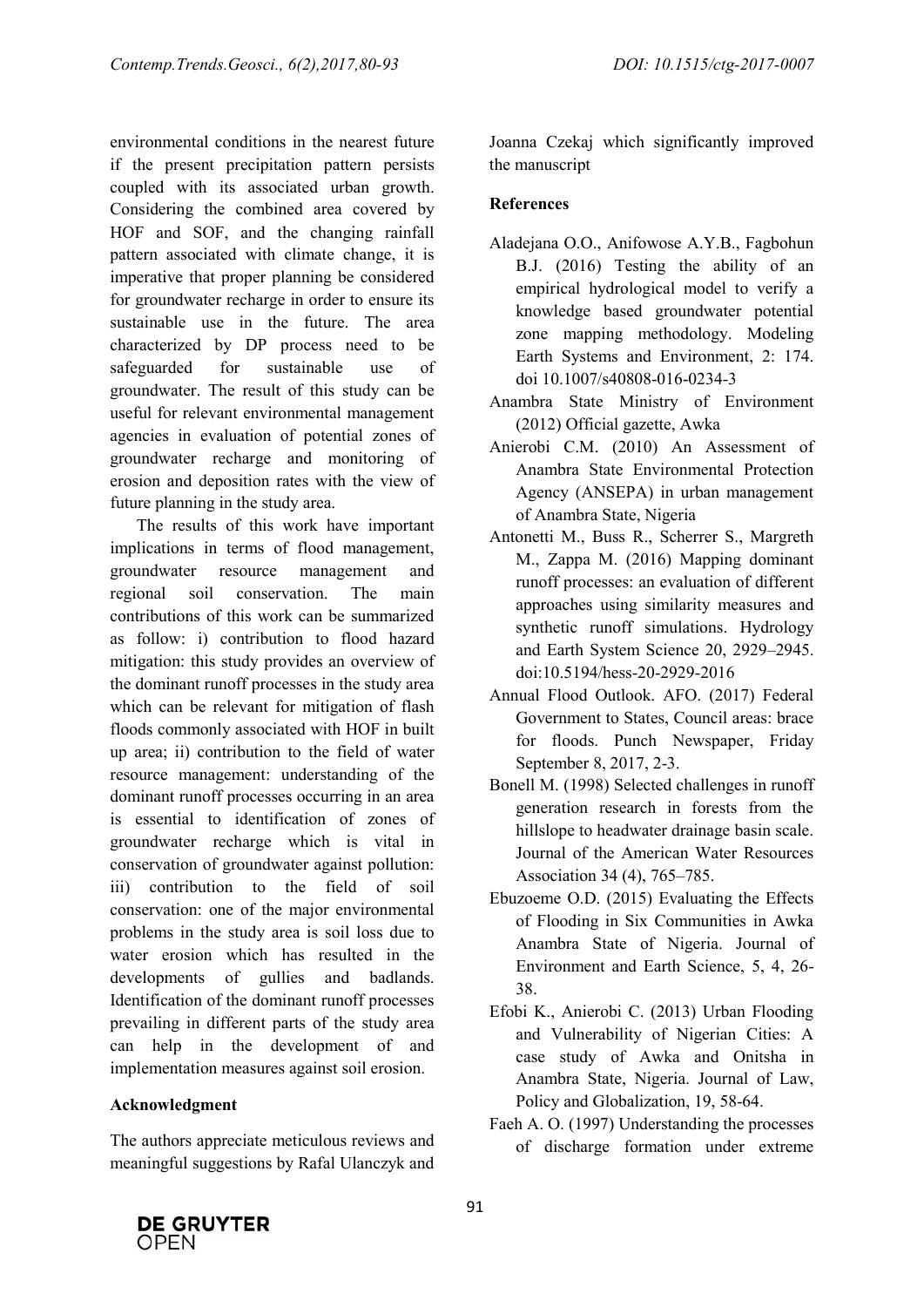environmental conditions in the nearest future if the present precipitation pattern persists coupled with its associated urban growth. Considering the combined area covered by HOF and SOF, and the changing rainfall pattern associated with climate change, it is imperative that proper planning be considered for groundwater recharge in order to ensure its sustainable use in the future. The area characterized by DP process need to be safeguarded for sustainable use of groundwater. The result of this study can be useful for relevant environmental management agencies in evaluation of potential zones of groundwater recharge and monitoring of erosion and deposition rates with the view of future planning in the study area.

The results of this work have important implications in terms of flood management, groundwater resource management and regional soil conservation. The main contributions of this work can be summarized as follow: i) contribution to flood hazard mitigation: this study provides an overview of the dominant runoff processes in the study area which can be relevant for mitigation of flash floods commonly associated with HOF in built up area; ii) contribution to the field of water resource management: understanding of the dominant runoff processes occurring in an area is essential to identification of zones of groundwater recharge which is vital in conservation of groundwater against pollution: iii) contribution to the field of soil conservation: one of the major environmental problems in the study area is soil loss due to water erosion which has resulted in the developments of gullies and badlands. Identification of the dominant runoff processes prevailing in different parts of the study area can help in the development of and implementation measures against soil erosion.

## Acknowledgment

The authors appreciate meticulous reviews and meaningful suggestions by Rafal Ulanczyk and Joanna Czekaj which significantly improved the manuscript

## References

Aladejana O.O., Anifowose A.Y.B., Fagbohun B.J. (2016) Testing the ability of an empirical hydrological model to verify a knowledge based groundwater potential zone mapping methodology. Modeling Earth Systems and Environment, 2: 174. doi 10.1007/s40808-016-0234-3

Anambra State Ministry of Environment (2012) Official gazette, Awka

Anierobi C.M. (2010) An Assessment of Anambra State Environmental Protection Agency (ANSEPA) in urban management of Anambra State, Nigeria

Antonetti M., Buss R., Scherrer S., Margreth M., Zappa M. (2016) Mapping dominant runoff processes: an evaluation of different approaches using similarity measures and synthetic runoff simulations. Hydrology and Earth System Science 20, 2929–2945. doi:10.5194/hess-20-2929-2016

Annual Flood Outlook. AFO. (2017) Federal Government to States, Council areas: brace for floods. Punch Newspaper, Friday September 8, 2017, 2-3.

Bonell M. (1998) Selected challenges in runoff generation research in forests from the hillslope to headwater drainage basin scale. Journal of the American Water Resources Association 34 (4), 765–785.

Ebuzoeme O.D. (2015) Evaluating the Effects of Flooding in Six Communities in Awka Anambra State of Nigeria. Journal of Environment and Earth Science, 5, 4, 26-38.

Efobi K., Anierobi C. (2013) Urban Flooding and Vulnerability of Nigerian Cities: A case study of Awka and Onitsha in Anambra State, Nigeria. Journal of Law, Policy and Globalization, 19, 58-64.

Faeh A. O. (1997) Understanding the processes of discharge formation under extreme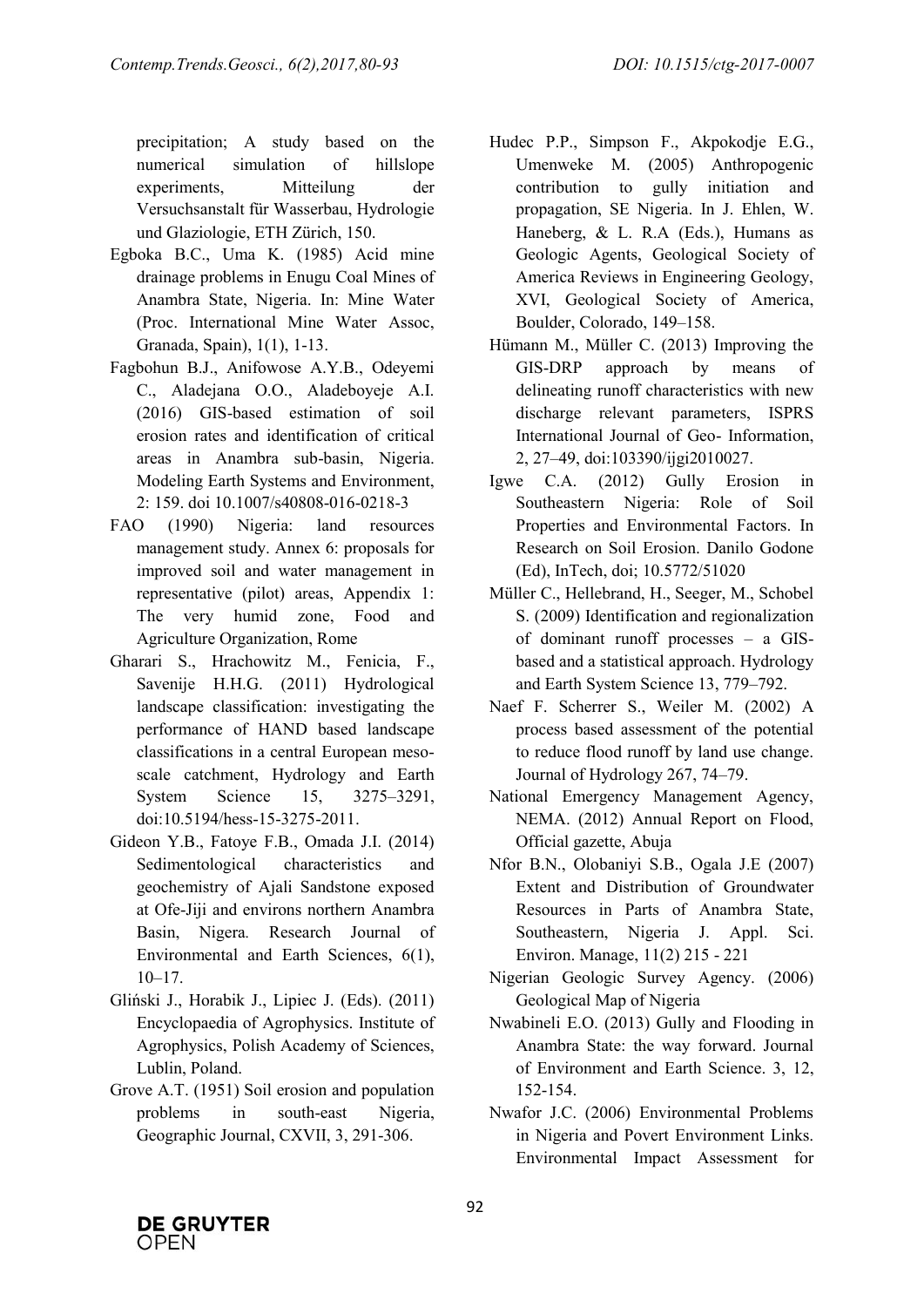precipitation; A study based on the numerical simulation of hillslope experiments, Mitteilung der Versuchsanstalt für Wasserbau, Hydrologie und Glaziologie, ETH Zürich, 150.

Egboka B.C., Uma K. (1985) Acid mine drainage problems in Enugu Coal Mines of Anambra State, Nigeria. In: Mine Water (Proc. International Mine Water Assoc, Granada, Spain), 1(1), 1-13.

Fagbohun B.J., Anifowose A.Y.B., Odeyemi C., Aladejana O.O., Aladeboyeje A.I. (2016) GIS-based estimation of soil erosion rates and identification of critical areas in Anambra sub-basin, Nigeria. Modeling Earth Systems and Environment, 2: 159. doi 10.1007/s40808-016-0218-3

FAO (1990) Nigeria: land resources management study. Annex 6: proposals for improved soil and water management in representative (pilot) areas, Appendix 1: The very humid zone, Food and Agriculture Organization, Rome

Gharari S., Hrachowitz M., Fenicia, F., Savenije H.H.G. (2011) Hydrological landscape classification: investigating the performance of HAND based landscape classifications in a central European meso-scale catchment, Hydrology and Earth System Science 15, 3275–3291, doi:10.5194/hess-15-3275-2011.

Gideon Y.B., Fatoye F.B., Omada J.I. (2014) Sedimentological characteristics and geochemistry of Ajali Sandstone exposed at Ofe-Jiji and environs northern Anambra Basin, Nigera. Research Journal of Environmental and Earth Sciences, 6(1), 10–17.

Gliński J., Horabik J., Lipiec J. (Eds). (2011) Encyclopaedia of Agrophysics. Institute of Agrophysics, Polish Academy of Sciences, Lublin, Poland.

Grove A.T. (1951) Soil erosion and population problems in south-east Nigeria, Geographic Journal, CXVII, 3, 291-306.

Hudec P.P., Simpson F., Akpokodje E.G., Umenweke M. (2005) Anthropogenic contribution to gully initiation and propagation, SE Nigeria. In J. Ehlen, W. Haneberg, & L. R.A (Eds.), Humans as Geologic Agents, Geological Society of America Reviews in Engineering Geology, XVI, Geological Society of America, Boulder, Colorado, 149–158.

Hümann M., Müller C. (2013) Improving the GIS-DRP approach by means of delineating runoff characteristics with new discharge relevant parameters, ISPRS International Journal of Geo- Information, 2, 27–49, doi:103390/ijgi2010027.

Igwe C.A. (2012) Gully Erosion in Southeastern Nigeria: Role of Soil Properties and Environmental Factors. In Research on Soil Erosion. Danilo Godone (Ed), InTech, doi; 10.5772/51020

Müller C., Hellebrand, H., Seeger, M., Schobel S. (2009) Identification and regionalization of dominant runoff processes – a GIS-based and a statistical approach. Hydrology and Earth System Science 13, 779–792.

Naef F. Scherrer S., Weiler M. (2002) A process based assessment of the potential to reduce flood runoff by land use change. Journal of Hydrology 267, 74–79.

National Emergency Management Agency, NEMA. (2012) Annual Report on Flood, Official gazette, Abuja

Nfor B.N., Olobaniyi S.B., Ogala J.E (2007) Extent and Distribution of Groundwater Resources in Parts of Anambra State, Southeastern, Nigeria J. Appl. Sci. Environ. Manage, 11(2) 215 - 221

Nigerian Geologic Survey Agency. (2006) Geological Map of Nigeria

Nwabineli E.O. (2013) Gully and Flooding in Anambra State: the way forward. Journal of Environment and Earth Science. 3, 12, 152-154.

Nwafor J.C. (2006) Environmental Problems in Nigeria and Povert Environment Links. Environmental Impact Assessment for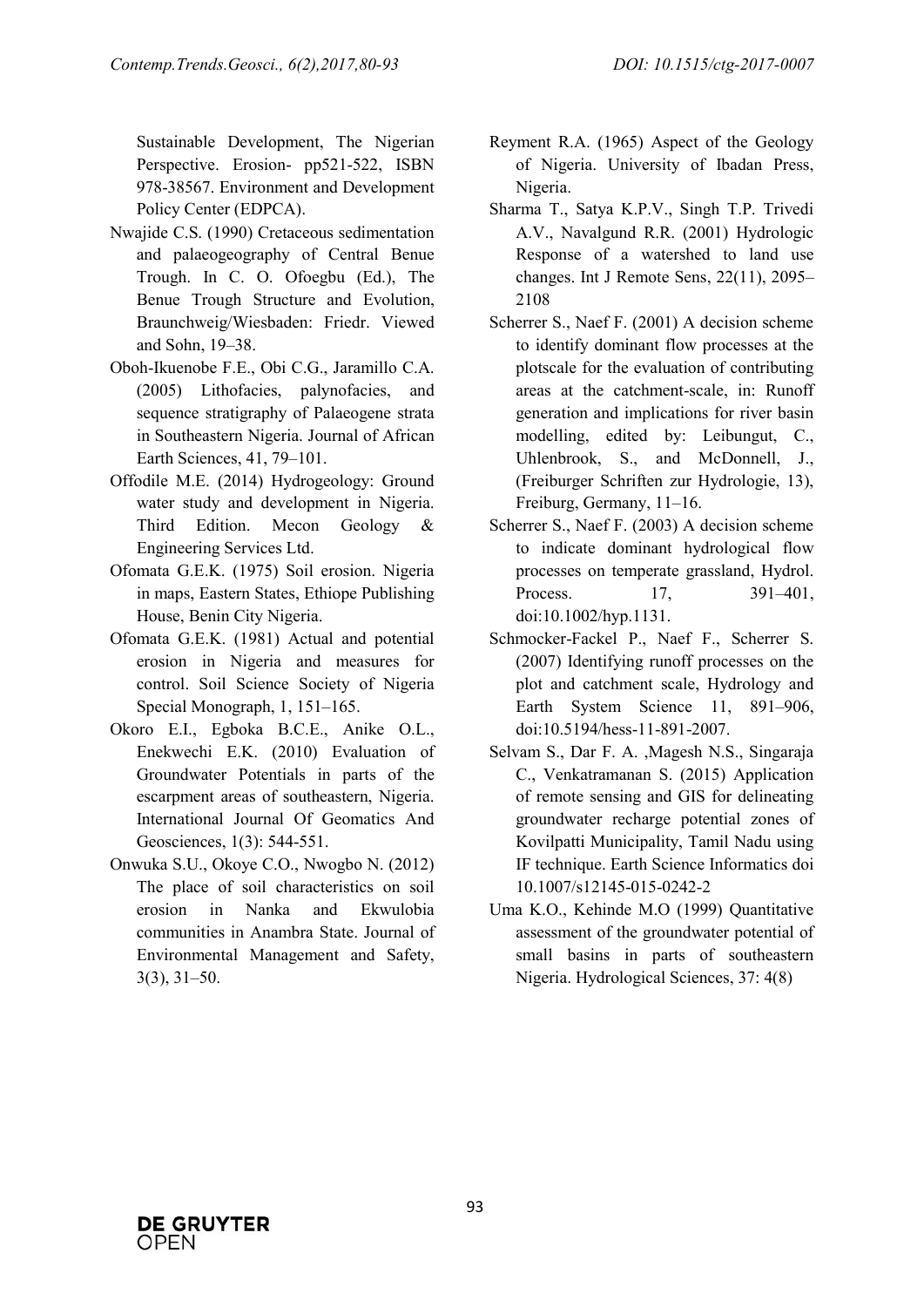Sustainable Development, The Nigerian Perspective. Erosion- pp521-522, ISBN 978-38567. Environment and Development Policy Center (EDPCA).

Nwajide C.S. (1990) Cretaceous sedimentation and palaeogeography of Central Benue Trough. In C. O. Ofoegbu (Ed.), The Benue Trough Structure and Evolution, Braunchweig/Wiesbaden: Friedr. Viewed and Sohn, 19–38.

Oboh-Ikuenobe F.E., Obi C.G., Jaramillo C.A. (2005) Lithofacies, palynofacies, and sequence stratigraphy of Palaeogene strata in Southeastern Nigeria. Journal of African Earth Sciences, 41, 79–101.

Offodile M.E. (2014) Hydrogeology: Ground water study and development in Nigeria. Third Edition. Mecon Geology & Engineering Services Ltd.

Ofomata G.E.K. (1975) Soil erosion. Nigeria in maps, Eastern States, Ethiope Publishing House, Benin City Nigeria.

Ofomata G.E.K. (1981) Actual and potential erosion in Nigeria and measures for control. Soil Science Society of Nigeria Special Monograph, 1, 151–165.

Okoro E.I., Egboka B.C.E., Anike O.L., Enekwechi E.K. (2010) Evaluation of Groundwater Potentials in parts of the escarpment areas of southeastern, Nigeria. International Journal Of Geomatics And Geosciences, 1(3): 544-551.

Onwuka S.U., Okoye C.O., Nwogbo N. (2012) The place of soil characteristics on soil erosion in Nanka and Ekwulobia communities in Anambra State. Journal of Environmental Management and Safety, 3(3), 31–50.

Reyment R.A. (1965) Aspect of the Geology of Nigeria. University of Ibadan Press, Nigeria.

Sharma T., Satya K.P.V., Singh T.P. Trivedi A.V., Navalgund R.R. (2001) Hydrologic Response of a watershed to land use changes. Int J Remote Sens, 22(11), 2095–2108

Scherrer S., Naef F. (2001) A decision scheme to identify dominant flow processes at the plotscale for the evaluation of contributing areas at the catchment-scale, in: Runoff generation and implications for river basin modelling, edited by: Leibungut, C., Uhlenbrook, S., and McDonnell, J., (Freiburger Schriften zur Hydrologie, 13), Freiburg, Germany, 11–16.

Scherrer S., Naef F. (2003) A decision scheme to indicate dominant hydrological flow processes on temperate grassland, Hydrol. Process. 17, 391–401, doi:10.1002/hyp.1131.

Schmocker-Fackel P., Naef F., Scherrer S. (2007) Identifying runoff processes on the plot and catchment scale, Hydrology and Earth System Science 11, 891–906, doi:10.5194/hess-11-891-2007.

Selvam S., Dar F. A. ,Magesh N.S., Singaraja C., Venkatramanan S. (2015) Application of remote sensing and GIS for delineating groundwater recharge potential zones of Kovilpatti Municipality, Tamil Nadu using IF technique. Earth Science Informatics doi 10.1007/s12145-015-0242-2

Uma K.O., Kehinde M.O (1999) Quantitative assessment of the groundwater potential of small basins in parts of southeastern Nigeria. Hydrological Sciences, 37: 4(8)